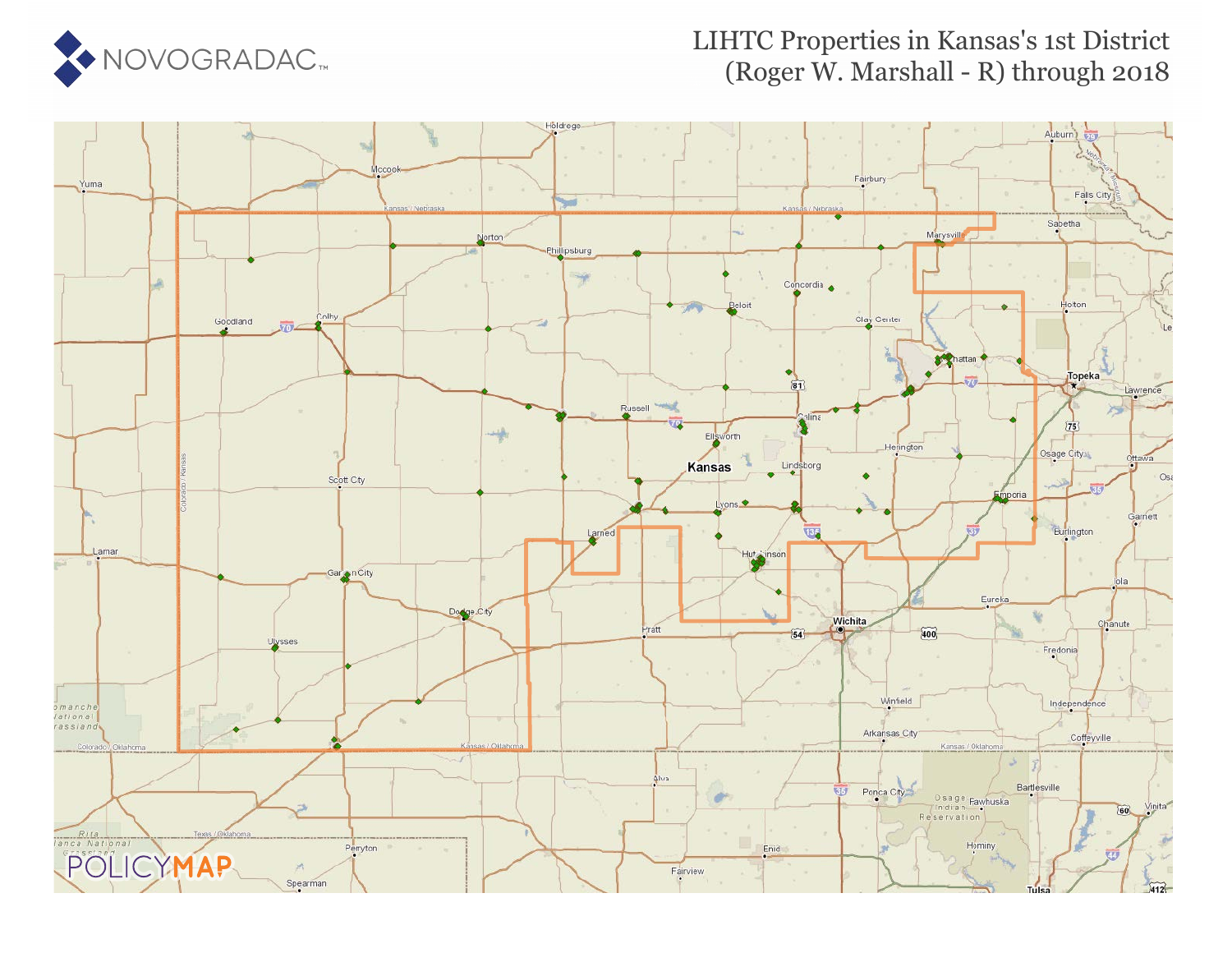NOVOGRADAC

# LIHTC Properties in Kansas's 1st District (Roger W. Marshall - R) through 2018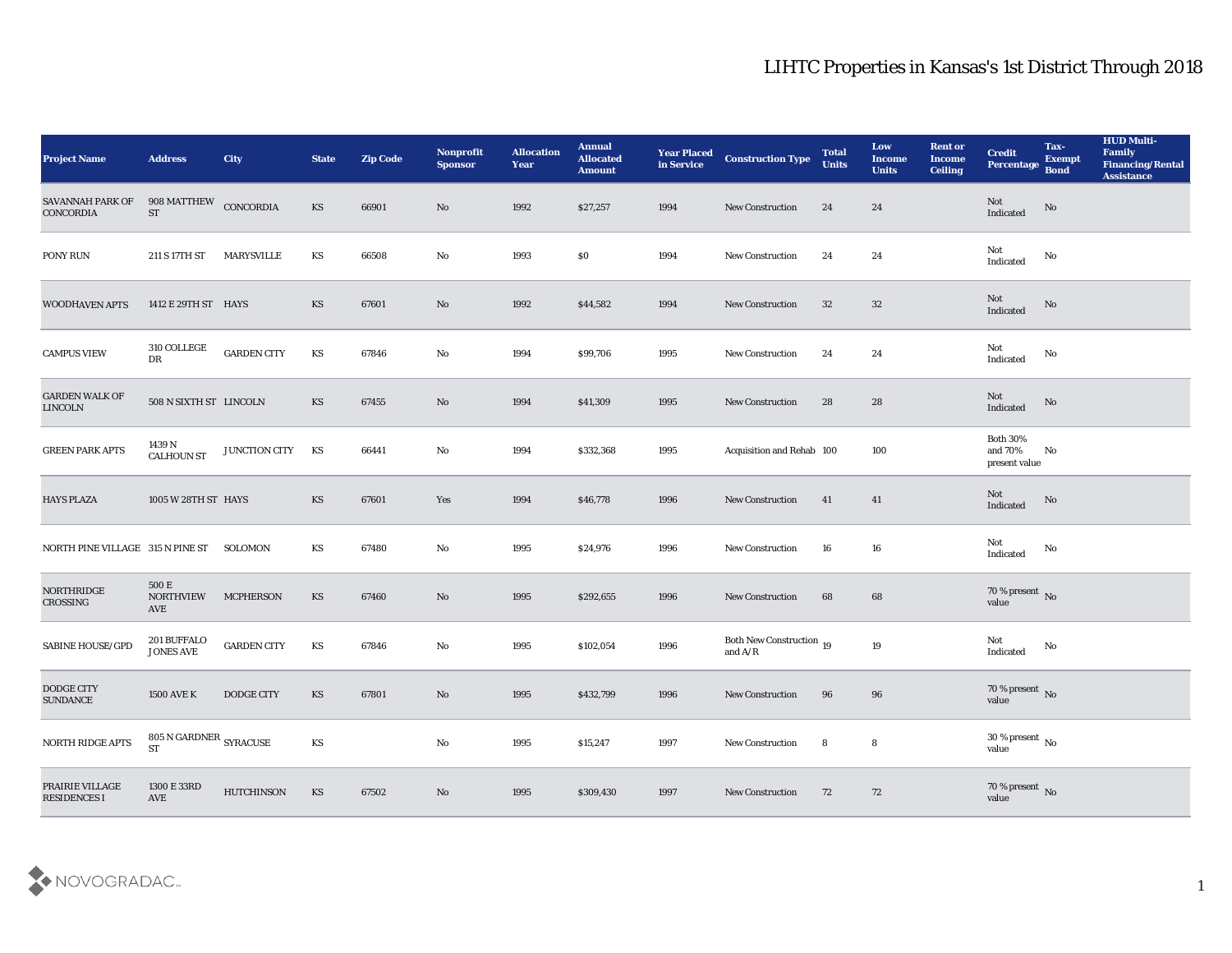# LIHTC Properties in Kansas's 1st District Through 2018

| Project Name | Address | City | State | Zip Code | Nonprofit Sponsor | Allocation Year | Annual Allocated Amount | Year Placed in Service | Construction Type | Total Units | Low Income Units | Rent or Income Ceiling | Credit Percentage | Tax-Exempt Bond | HUD Multi-Family Financing/Rental Assistance |
|---|---|---|---|---|---|---|---|---|---|---|---|---|---|---|---|
| SAVANNAH PARK OF CONCORDIA | 908 MATTHEW ST | CONCORDIA | KS | 66901 | No | 1992 | $27,257 | 1994 | New Construction | 24 | 24 | | Not Indicated | No | |
| PONY RUN | 211 S 17TH ST | MARYSVILLE | KS | 66508 | No | 1993 | $0 | 1994 | New Construction | 24 | 24 | | Not Indicated | No | |
| WOODHAVEN APTS | 1412 E 29TH ST | HAYS | KS | 67601 | No | 1992 | $44,582 | 1994 | New Construction | 32 | 32 | | Not Indicated | No | |
| CAMPUS VIEW | 310 COLLEGE DR | GARDEN CITY | KS | 67846 | No | 1994 | $99,706 | 1995 | New Construction | 24 | 24 | | Not Indicated | No | |
| GARDEN WALK OF LINCOLN | 508 N SIXTH ST | LINCOLN | KS | 67455 | No | 1994 | $41,309 | 1995 | New Construction | 28 | 28 | | Not Indicated | No | |
| GREEN PARK APTS | 1439 N CALHOUN ST | JUNCTION CITY | KS | 66441 | No | 1994 | $332,368 | 1995 | Acquisition and Rehab | 100 | 100 | | Both 30% and 70% present value | No | |
| HAYS PLAZA | 1005 W 28TH ST | HAYS | KS | 67601 | Yes | 1994 | $46,778 | 1996 | New Construction | 41 | 41 | | Not Indicated | No | |
| NORTH PINE VILLAGE | 315 N PINE ST | SOLOMON | KS | 67480 | No | 1995 | $24,976 | 1996 | New Construction | 16 | 16 | | Not Indicated | No | |
| NORTHRIDGE CROSSING | 500 E NORTHVIEW AVE | MCPHERSON | KS | 67460 | No | 1995 | $292,655 | 1996 | New Construction | 68 | 68 | | 70 % present value | No | |
| SABINE HOUSE/GPD | 201 BUFFALO JONES AVE | GARDEN CITY | KS | 67846 | No | 1995 | $102,054 | 1996 | Both New Construction and A/R | 19 | 19 | | Not Indicated | No | |
| DODGE CITY SUNDANCE | 1500 AVE K | DODGE CITY | KS | 67801 | No | 1995 | $432,799 | 1996 | New Construction | 96 | 96 | | 70 % present value | No | |
| NORTH RIDGE APTS | 805 N GARDNER ST | SYRACUSE | KS | | No | 1995 | $15,247 | 1997 | New Construction | 8 | 8 | | 30 % present value | No | |
| PRAIRIE VILLAGE RESIDENCES I | 1300 E 33RD AVE | HUTCHINSON | KS | 67502 | No | 1995 | $309,430 | 1997 | New Construction | 72 | 72 | | 70 % present value | No | |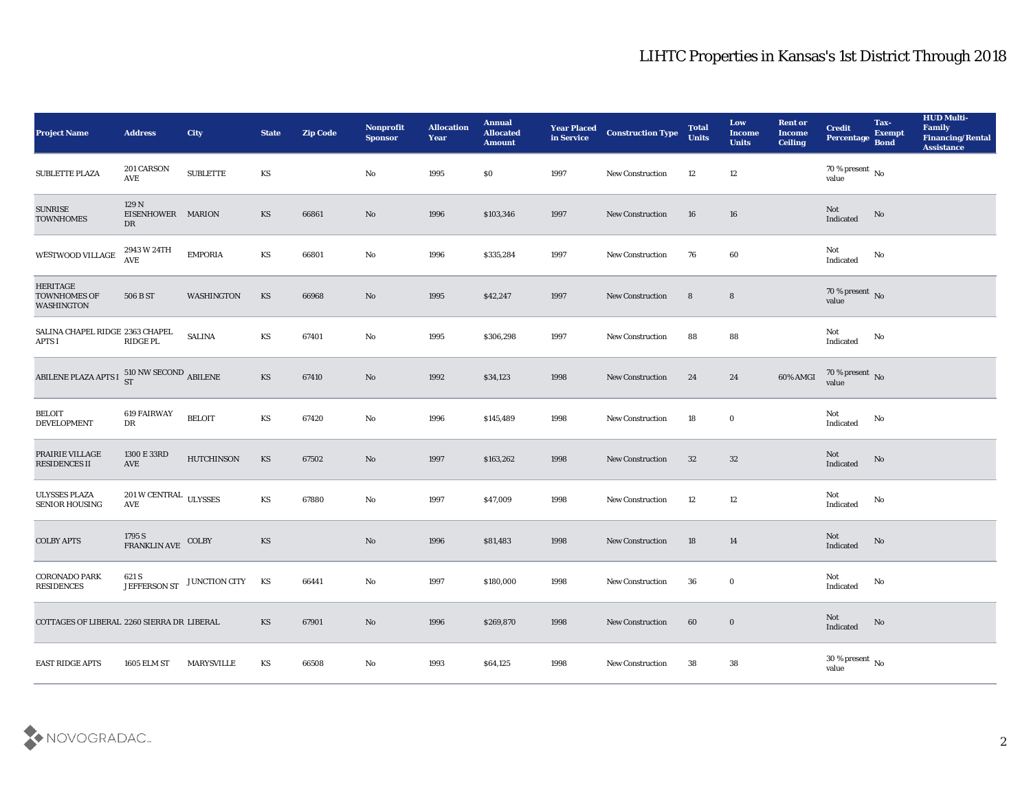# LIHTC Properties in Kansas's 1st District Through 2018

| Project Name | Address | City | State | Zip Code | Nonprofit Sponsor | Allocation Year | Annual Allocated Amount | Year Placed in Service | Construction Type | Total Units | Low Income Units | Rent or Income Ceiling | Credit Percentage | Tax-Exempt Bond | HUD Multi-Family Financing/Rental Assistance |
|---|---|---|---|---|---|---|---|---|---|---|---|---|---|---|---|
| SUBLETTE PLAZA | 201 CARSON AVE | SUBLETTE | KS | | No | 1995 | $0 | 1997 | New Construction | 12 | 12 | | 70 % present value | No | |
| SUNRISE TOWNHOMES | 129 N EISENHOWER DR | MARION | KS | 66861 | No | 1996 | $103,346 | 1997 | New Construction | 16 | 16 | | Not Indicated | No | |
| WESTWOOD VILLAGE | 2943 W 24TH AVE | EMPORIA | KS | 66801 | No | 1996 | $335,284 | 1997 | New Construction | 76 | 60 | | Not Indicated | No | |
| HERITAGE TOWNHOMES OF WASHINGTON | 506 B ST | WASHINGTON | KS | 66968 | No | 1995 | $42,247 | 1997 | New Construction | 8 | 8 | | 70 % present value | No | |
| SALINA CHAPEL RIDGE APTS I | 2363 CHAPEL RIDGE PL | SALINA | KS | 67401 | No | 1995 | $306,298 | 1997 | New Construction | 88 | 88 | | Not Indicated | No | |
| ABILENE PLAZA APTS I | 510 NW SECOND ST | ABILENE | KS | 67410 | No | 1992 | $34,123 | 1998 | New Construction | 24 | 24 | 60% AMGI | 70 % present value | No | |
| BELOIT DEVELOPMENT | 619 FAIRWAY DR | BELOIT | KS | 67420 | No | 1996 | $145,489 | 1998 | New Construction | 18 | 0 | | Not Indicated | No | |
| PRAIRIE VILLAGE RESIDENCES II | 1300 E 33RD AVE | HUTCHINSON | KS | 67502 | No | 1997 | $163,262 | 1998 | New Construction | 32 | 32 | | Not Indicated | No | |
| ULYSSES PLAZA SENIOR HOUSING | 201 W CENTRAL AVE | ULYSSES | KS | 67880 | No | 1997 | $47,009 | 1998 | New Construction | 12 | 12 | | Not Indicated | No | |
| COLBY APTS | 1795 S FRANKLIN AVE | COLBY | KS | | No | 1996 | $81,483 | 1998 | New Construction | 18 | 14 | | Not Indicated | No | |
| CORONADO PARK RESIDENCES | 621 S JEFFERSON ST | JUNCTION CITY | KS | 66441 | No | 1997 | $180,000 | 1998 | New Construction | 36 | 0 | | Not Indicated | No | |
| COTTAGES OF LIBERAL | 2260 SIERRA DR | LIBERAL | KS | 67901 | No | 1996 | $269,870 | 1998 | New Construction | 60 | 0 | | Not Indicated | No | |
| EAST RIDGE APTS | 1605 ELM ST | MARYSVILLE | KS | 66508 | No | 1993 | $64,125 | 1998 | New Construction | 38 | 38 | | 30 % present value | No | |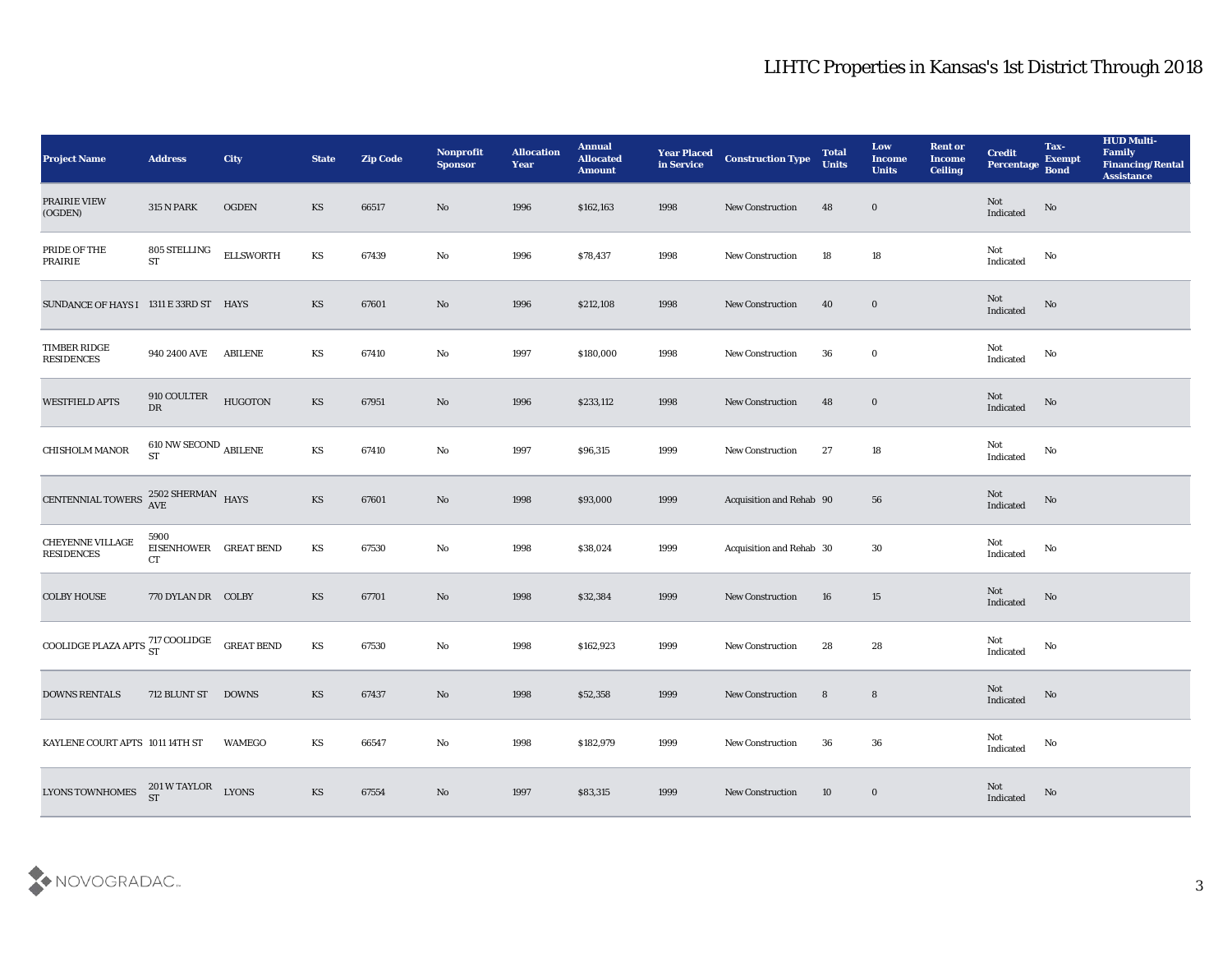# LIHTC Properties in Kansas's 1st District Through 2018

| Project Name | Address | City | State | Zip Code | Nonprofit Sponsor | Allocation Year | Annual Allocated Amount | Year Placed in Service | Construction Type | Total Units | Low Income Units | Rent or Income Ceiling | Credit Percentage | Tax-Exempt Bond | HUD Multi-Family Financing/Rental Assistance |
|---|---|---|---|---|---|---|---|---|---|---|---|---|---|---|---|
| PRAIRIE VIEW (OGDEN) | 315 N PARK | OGDEN | KS | 66517 | No | 1996 | $162,163 | 1998 | New Construction | 48 | 0 | | Not Indicated | No | |
| PRIDE OF THE PRAIRIE | 805 STELLING ST | ELLSWORTH | KS | 67439 | No | 1996 | $78,437 | 1998 | New Construction | 18 | 18 | | Not Indicated | No | |
| SUNDANCE OF HAYS I | 1311 E 33RD ST | HAYS | KS | 67601 | No | 1996 | $212,108 | 1998 | New Construction | 40 | 0 | | Not Indicated | No | |
| TIMBER RIDGE RESIDENCES | 940 2400 AVE | ABILENE | KS | 67410 | No | 1997 | $180,000 | 1998 | New Construction | 36 | 0 | | Not Indicated | No | |
| WESTFIELD APTS | 910 COULTER DR | HUGOTON | KS | 67951 | No | 1996 | $233,112 | 1998 | New Construction | 48 | 0 | | Not Indicated | No | |
| CHISHOLM MANOR | 610 NW SECOND ST | ABILENE | KS | 67410 | No | 1997 | $96,315 | 1999 | New Construction | 27 | 18 | | Not Indicated | No | |
| CENTENNIAL TOWERS | 2502 SHERMAN AVE | HAYS | KS | 67601 | No | 1998 | $93,000 | 1999 | Acquisition and Rehab | 90 | 56 | | Not Indicated | No | |
| CHEYENNE VILLAGE RESIDENCES | 5900 EISENHOWER CT | GREAT BEND | KS | 67530 | No | 1998 | $38,024 | 1999 | Acquisition and Rehab | 30 | 30 | | Not Indicated | No | |
| COLBY HOUSE | 770 DYLAN DR | COLBY | KS | 67701 | No | 1998 | $32,384 | 1999 | New Construction | 16 | 15 | | Not Indicated | No | |
| COOLIDGE PLAZA APTS | 717 COOLIDGE ST | GREAT BEND | KS | 67530 | No | 1998 | $162,923 | 1999 | New Construction | 28 | 28 | | Not Indicated | No | |
| DOWNS RENTALS | 712 BLUNT ST | DOWNS | KS | 67437 | No | 1998 | $52,358 | 1999 | New Construction | 8 | 8 | | Not Indicated | No | |
| KAYLENE COURT APTS | 1011 14TH ST | WAMEGO | KS | 66547 | No | 1998 | $182,979 | 1999 | New Construction | 36 | 36 | | Not Indicated | No | |
| LYONS TOWNHOMES | 201 W TAYLOR ST | LYONS | KS | 67554 | No | 1997 | $83,315 | 1999 | New Construction | 10 | 0 | | Not Indicated | No | |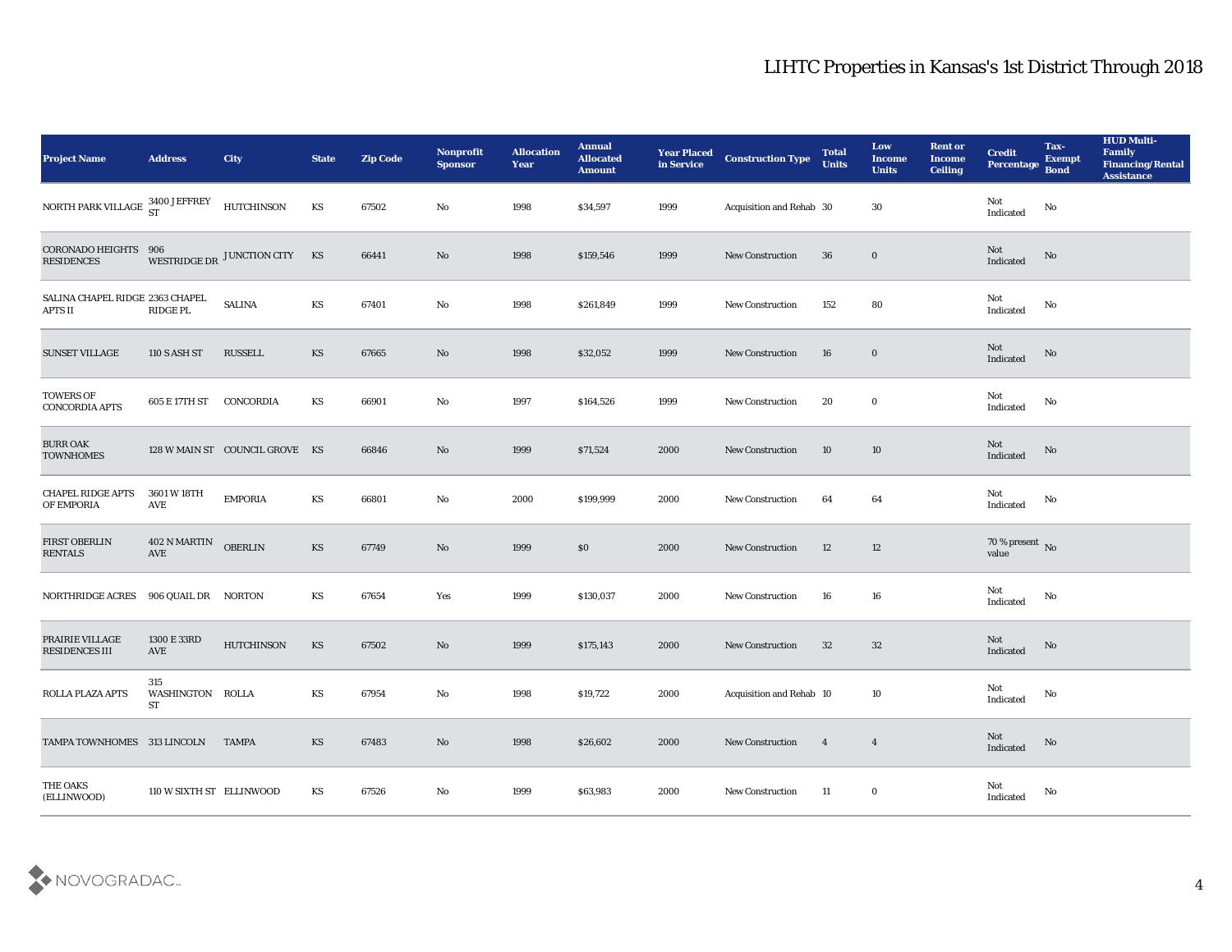# LIHTC Properties in Kansas's 1st District Through 2018

| Project Name | Address | City | State | Zip Code | Nonprofit Sponsor | Allocation Year | Annual Allocated Amount | Year Placed in Service | Construction Type | Total Units | Low Income Units | Rent or Income Ceiling | Credit Percentage | Tax-Exempt Bond | HUD Multi-Family Financing/Rental Assistance |
|---|---|---|---|---|---|---|---|---|---|---|---|---|---|---|---|
| NORTH PARK VILLAGE | 3400 JEFFREY ST | HUTCHINSON | KS | 67502 | No | 1998 | $34,597 | 1999 | Acquisition and Rehab | 30 | 30 | | Not Indicated | No | |
| CORONADO HEIGHTS RESIDENCES | 906 WESTRIDGE DR | JUNCTION CITY | KS | 66441 | No | 1998 | $159,546 | 1999 | New Construction | 36 | 0 | | Not Indicated | No | |
| SALINA CHAPEL RIDGE APTS II | 2363 CHAPEL RIDGE PL | SALINA | KS | 67401 | No | 1998 | $261,849 | 1999 | New Construction | 152 | 80 | | Not Indicated | No | |
| SUNSET VILLAGE | 110 S ASH ST | RUSSELL | KS | 67665 | No | 1998 | $32,052 | 1999 | New Construction | 16 | 0 | | Not Indicated | No | |
| TOWERS OF CONCORDIA APTS | 605 E 17TH ST | CONCORDIA | KS | 66901 | No | 1997 | $164,526 | 1999 | New Construction | 20 | 0 | | Not Indicated | No | |
| BURR OAK TOWNHOMES | 128 W MAIN ST | COUNCIL GROVE | KS | 66846 | No | 1999 | $71,524 | 2000 | New Construction | 10 | 10 | | Not Indicated | No | |
| CHAPEL RIDGE APTS OF EMPORIA | 3601 W 18TH AVE | EMPORIA | KS | 66801 | No | 2000 | $199,999 | 2000 | New Construction | 64 | 64 | | Not Indicated | No | |
| FIRST OBERLIN RENTALS | 402 N MARTIN AVE | OBERLIN | KS | 67749 | No | 1999 | $0 | 2000 | New Construction | 12 | 12 | | 70 % present value | No | |
| NORTHRIDGE ACRES | 906 QUAIL DR | NORTON | KS | 67654 | Yes | 1999 | $130,037 | 2000 | New Construction | 16 | 16 | | Not Indicated | No | |
| PRAIRIE VILLAGE RESIDENCES III | 1300 E 33RD AVE | HUTCHINSON | KS | 67502 | No | 1999 | $175,143 | 2000 | New Construction | 32 | 32 | | Not Indicated | No | |
| ROLLA PLAZA APTS | 315 WASHINGTON ST | ROLLA | KS | 67954 | No | 1998 | $19,722 | 2000 | Acquisition and Rehab | 10 | 10 | | Not Indicated | No | |
| TAMPA TOWNHOMES | 313 LINCOLN | TAMPA | KS | 67483 | No | 1998 | $26,602 | 2000 | New Construction | 4 | 4 | | Not Indicated | No | |
| THE OAKS (ELLINWOOD) | 110 W SIXTH ST | ELLINWOOD | KS | 67526 | No | 1999 | $63,983 | 2000 | New Construction | 11 | 0 | | Not Indicated | No | |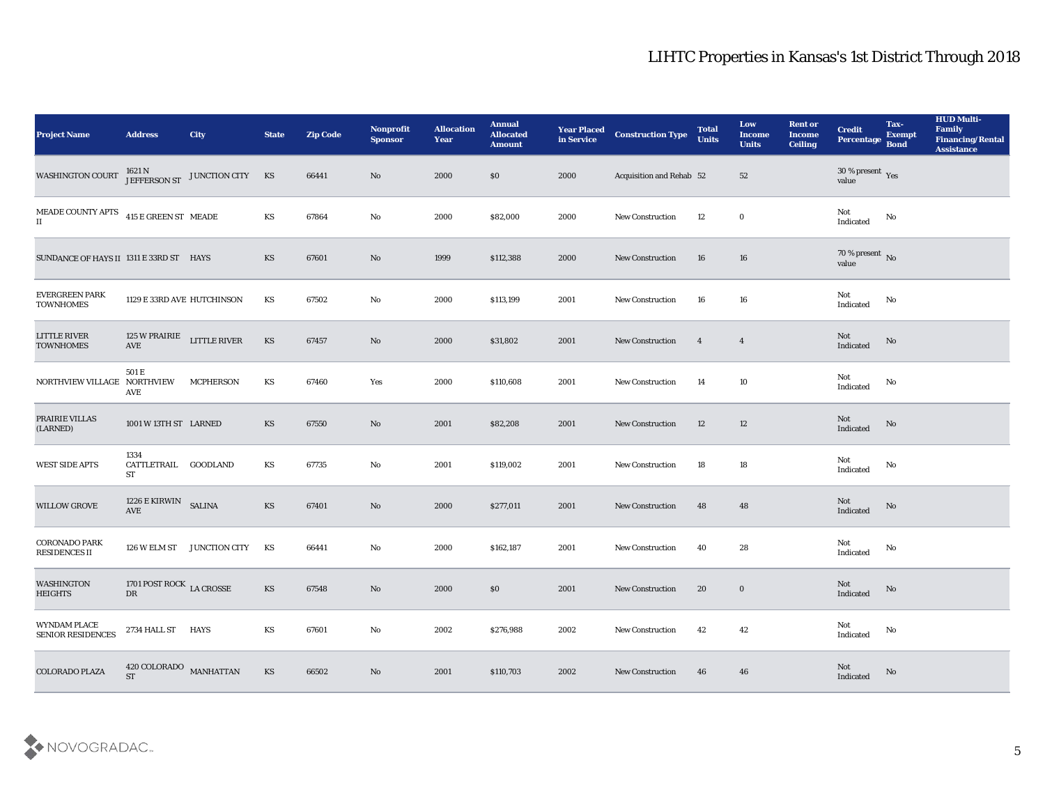# LIHTC Properties in Kansas's 1st District Through 2018

| Project Name | Address | City | State | Zip Code | Nonprofit Sponsor | Allocation Year | Annual Allocated Amount | Year Placed in Service | Construction Type | Total Units | Low Income Units | Rent or Income Ceiling | Credit Percentage | Tax-Exempt Bond | HUD Multi-Family Financing/Rental Assistance |
|---|---|---|---|---|---|---|---|---|---|---|---|---|---|---|---|
| WASHINGTON COURT | 1621 N JEFFERSON ST | JUNCTION CITY | KS | 66441 | No | 2000 | $0 | 2000 | Acquisition and Rehab | 52 | 52 | | 30 % present value | Yes | |
| MEADE COUNTY APTS II | 415 E GREEN ST | MEADE | KS | 67864 | No | 2000 | $82,000 | 2000 | New Construction | 12 | 0 | | Not Indicated | No | |
| SUNDANCE OF HAYS II | 1311 E 33RD ST | HAYS | KS | 67601 | No | 1999 | $112,388 | 2000 | New Construction | 16 | 16 | | 70 % present value | No | |
| EVERGREEN PARK TOWNHOMES | 1129 E 33RD AVE | HUTCHINSON | KS | 67502 | No | 2000 | $113,199 | 2001 | New Construction | 16 | 16 | | Not Indicated | No | |
| LITTLE RIVER TOWNHOMES | 125 W PRAIRIE AVE | LITTLE RIVER | KS | 67457 | No | 2000 | $31,802 | 2001 | New Construction | 4 | 4 | | Not Indicated | No | |
| NORTHVIEW VILLAGE | 501 E NORTHVIEW AVE | MCPHERSON | KS | 67460 | Yes | 2000 | $110,608 | 2001 | New Construction | 14 | 10 | | Not Indicated | No | |
| PRAIRIE VILLAS (LARNED) | 1001 W 13TH ST | LARNED | KS | 67550 | No | 2001 | $82,208 | 2001 | New Construction | 12 | 12 | | Not Indicated | No | |
| WEST SIDE APTS | 1334 CATTLETRAIL ST | GOODLAND | KS | 67735 | No | 2001 | $119,002 | 2001 | New Construction | 18 | 18 | | Not Indicated | No | |
| WILLOW GROVE | 1226 E KIRWIN AVE | SALINA | KS | 67401 | No | 2000 | $277,011 | 2001 | New Construction | 48 | 48 | | Not Indicated | No | |
| CORONADO PARK RESIDENCES II | 126 W ELM ST | JUNCTION CITY | KS | 66441 | No | 2000 | $162,187 | 2001 | New Construction | 40 | 28 | | Not Indicated | No | |
| WASHINGTON HEIGHTS | 1701 POST ROCK DR | LA CROSSE | KS | 67548 | No | 2000 | $0 | 2001 | New Construction | 20 | 0 | | Not Indicated | No | |
| WYNDAM PLACE SENIOR RESIDENCES | 2734 HALL ST | HAYS | KS | 67601 | No | 2002 | $276,988 | 2002 | New Construction | 42 | 42 | | Not Indicated | No | |
| COLORADO PLAZA | 420 COLORADO ST | MANHATTAN | KS | 66502 | No | 2001 | $110,703 | 2002 | New Construction | 46 | 46 | | Not Indicated | No | |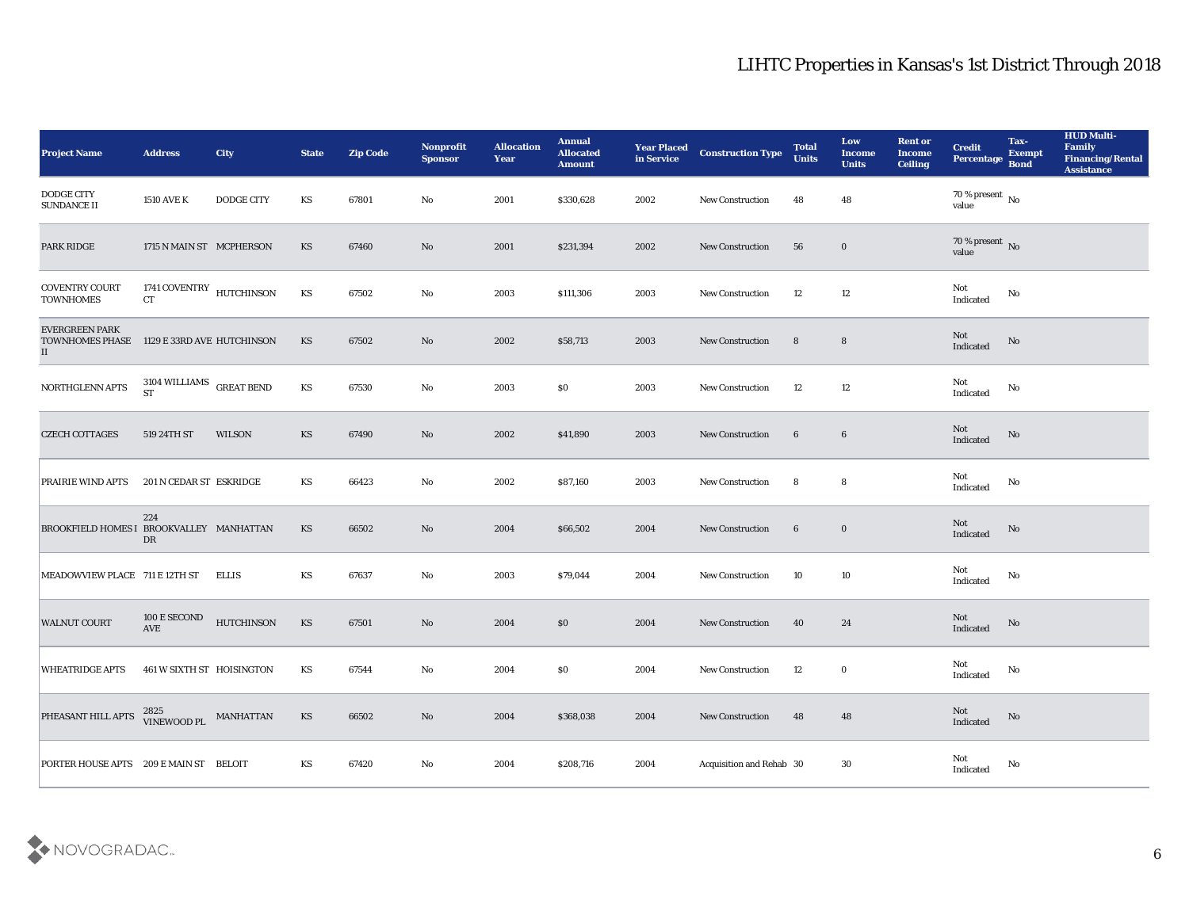# LIHTC Properties in Kansas's 1st District Through 2018

| Project Name | Address | City | State | Zip Code | Nonprofit Sponsor | Allocation Year | Annual Allocated Amount | Year Placed in Service | Construction Type | Total Units | Low Income Units | Rent or Income Ceiling | Credit Percentage | Tax-Exempt Bond | HUD Multi-Family Financing/Rental Assistance |
|---|---|---|---|---|---|---|---|---|---|---|---|---|---|---|---|
| DODGE CITY SUNDANCE II | 1510 AVE K | DODGE CITY | KS | 67801 | No | 2001 | $330,628 | 2002 | New Construction | 48 | 48 | | 70 % present value | No | |
| PARK RIDGE | 1715 N MAIN ST | MCPHERSON | KS | 67460 | No | 2001 | $231,394 | 2002 | New Construction | 56 | 0 | | 70 % present value | No | |
| COVENTRY COURT TOWNHOMES | 1741 COVENTRY CT | HUTCHINSON | KS | 67502 | No | 2003 | $111,306 | 2003 | New Construction | 12 | 12 | | Not Indicated | No | |
| EVERGREEN PARK TOWNHOMES PHASE II | 1129 E 33RD AVE | HUTCHINSON | KS | 67502 | No | 2002 | $58,713 | 2003 | New Construction | 8 | 8 | | Not Indicated | No | |
| NORTHGLENN APTS | 3104 WILLIAMS ST | GREAT BEND | KS | 67530 | No | 2003 | $0 | 2003 | New Construction | 12 | 12 | | Not Indicated | No | |
| CZECH COTTAGES | 519 24TH ST | WILSON | KS | 67490 | No | 2002 | $41,890 | 2003 | New Construction | 6 | 6 | | Not Indicated | No | |
| PRAIRIE WIND APTS | 201 N CEDAR ST | ESKRIDGE | KS | 66423 | No | 2002 | $87,160 | 2003 | New Construction | 8 | 8 | | Not Indicated | No | |
| BROOKFIELD HOMES I | 224 BROOKVALLEY DR | MANHATTAN | KS | 66502 | No | 2004 | $66,502 | 2004 | New Construction | 6 | 0 | | Not Indicated | No | |
| MEADOWVIEW PLACE | 711 E 12TH ST | ELLIS | KS | 67637 | No | 2003 | $79,044 | 2004 | New Construction | 10 | 10 | | Not Indicated | No | |
| WALNUT COURT | 100 E SECOND AVE | HUTCHINSON | KS | 67501 | No | 2004 | $0 | 2004 | New Construction | 40 | 24 | | Not Indicated | No | |
| WHEATRIDGE APTS | 461 W SIXTH ST | HOISINGTON | KS | 67544 | No | 2004 | $0 | 2004 | New Construction | 12 | 0 | | Not Indicated | No | |
| PHEASANT HILL APTS | 2825 VINEWOOD PL | MANHATTAN | KS | 66502 | No | 2004 | $368,038 | 2004 | New Construction | 48 | 48 | | Not Indicated | No | |
| PORTER HOUSE APTS | 209 E MAIN ST | BELOIT | KS | 67420 | No | 2004 | $208,716 | 2004 | Acquisition and Rehab | 30 | 30 | | Not Indicated | No | |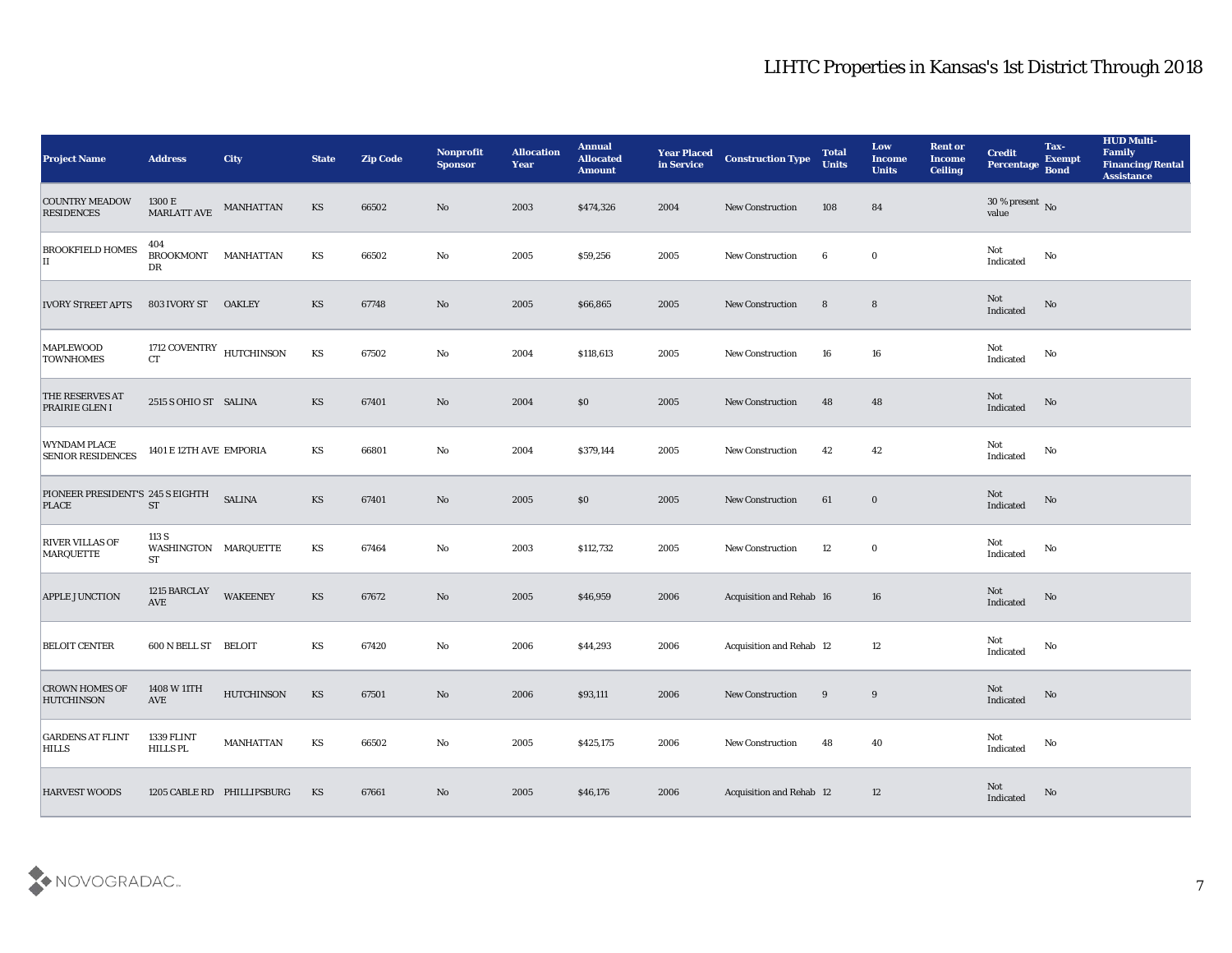## LIHTC Properties in Kansas's 1st District Through 2018

| Project Name | Address | City | State | Zip Code | Nonprofit Sponsor | Allocation Year | Annual Allocated Amount | Year Placed in Service | Construction Type | Total Units | Low Income Units | Rent or Income Ceiling | Credit Percentage | Tax-Exempt Bond | HUD Multi-Family Financing/Rental Assistance |
|---|---|---|---|---|---|---|---|---|---|---|---|---|---|---|---|
| COUNTRY MEADOW RESIDENCES | 1300 E MARLATT AVE | MANHATTAN | KS | 66502 | No | 2003 | $474,326 | 2004 | New Construction | 108 | 84 | | 30 % present value | No | |
| BROOKFIELD HOMES II | 404 BROOKMONT DR | MANHATTAN | KS | 66502 | No | 2005 | $59,256 | 2005 | New Construction | 6 | 0 | | Not Indicated | No | |
| IVORY STREET APTS | 803 IVORY ST | OAKLEY | KS | 67748 | No | 2005 | $66,865 | 2005 | New Construction | 8 | 8 | | Not Indicated | No | |
| MAPLEWOOD TOWNHOMES | 1712 COVENTRY CT | HUTCHINSON | KS | 67502 | No | 2004 | $118,613 | 2005 | New Construction | 16 | 16 | | Not Indicated | No | |
| THE RESERVES AT PRAIRIE GLEN I | 2515 S OHIO ST | SALINA | KS | 67401 | No | 2004 | $0 | 2005 | New Construction | 48 | 48 | | Not Indicated | No | |
| WYNDAM PLACE SENIOR RESIDENCES | 1401 E 12TH AVE | EMPORIA | KS | 66801 | No | 2004 | $379,144 | 2005 | New Construction | 42 | 42 | | Not Indicated | No | |
| PIONEER PRESIDENT'S PLACE | 245 S EIGHTH ST | SALINA | KS | 67401 | No | 2005 | $0 | 2005 | New Construction | 61 | 0 | | Not Indicated | No | |
| RIVER VILLAS OF MARQUETTE | 113 S WASHINGTON ST | MARQUETTE | KS | 67464 | No | 2003 | $112,732 | 2005 | New Construction | 12 | 0 | | Not Indicated | No | |
| APPLE JUNCTION | 1215 BARCLAY AVE | WAKEENEY | KS | 67672 | No | 2005 | $46,959 | 2006 | Acquisition and Rehab | 16 | 16 | | Not Indicated | No | |
| BELOIT CENTER | 600 N BELL ST | BELOIT | KS | 67420 | No | 2006 | $44,293 | 2006 | Acquisition and Rehab | 12 | 12 | | Not Indicated | No | |
| CROWN HOMES OF HUTCHINSON | 1408 W 11TH AVE | HUTCHINSON | KS | 67501 | No | 2006 | $93,111 | 2006 | New Construction | 9 | 9 | | Not Indicated | No | |
| GARDENS AT FLINT HILLS | 1339 FLINT HILLS PL | MANHATTAN | KS | 66502 | No | 2005 | $425,175 | 2006 | New Construction | 48 | 40 | | Not Indicated | No | |
| HARVEST WOODS | 1205 CABLE RD | PHILLIPSBURG | KS | 67661 | No | 2005 | $46,176 | 2006 | Acquisition and Rehab | 12 | 12 | | Not Indicated | No | |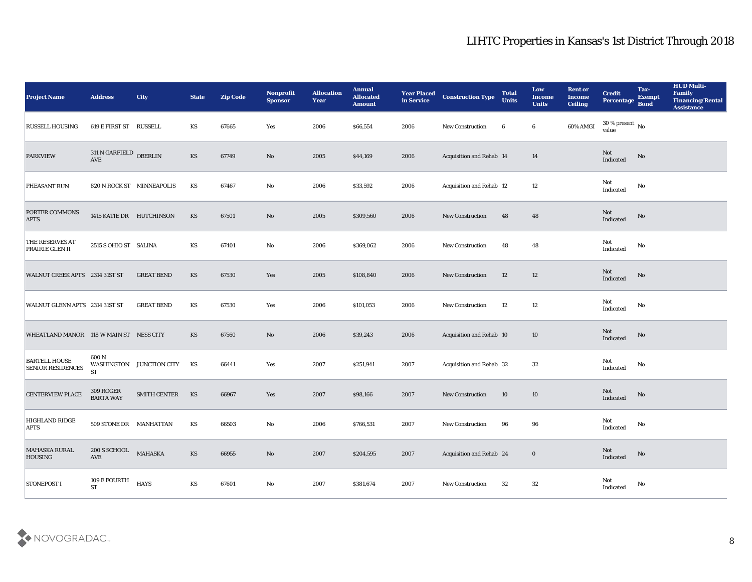# LIHTC Properties in Kansas's 1st District Through 2018

| Project Name | Address | City | State | Zip Code | Nonprofit Sponsor | Allocation Year | Annual Allocated Amount | Year Placed in Service | Construction Type | Total Units | Low Income Units | Rent or Income Ceiling | Credit Percentage | Tax-Exempt Bond | HUD Multi-Family Financing/Rental Assistance |
|---|---|---|---|---|---|---|---|---|---|---|---|---|---|---|---|
| RUSSELL HOUSING | 619 E FIRST ST | RUSSELL | KS | 67665 | Yes | 2006 | $66,554 | 2006 | New Construction | 6 | 6 | 60% AMGI | 30 % present value | No | |
| PARKVIEW | 311 N GARFIELD AVE | OBERLIN | KS | 67749 | No | 2005 | $44,169 | 2006 | Acquisition and Rehab | 14 | 14 | | Not Indicated | No | |
| PHEASANT RUN | 820 N ROCK ST | MINNEAPOLIS | KS | 67467 | No | 2006 | $33,592 | 2006 | Acquisition and Rehab | 12 | 12 | | Not Indicated | No | |
| PORTER COMMONS APTS | 1415 KATIE DR | HUTCHINSON | KS | 67501 | No | 2005 | $309,560 | 2006 | New Construction | 48 | 48 | | Not Indicated | No | |
| THE RESERVES AT PRAIRIE GLEN II | 2515 S OHIO ST | SALINA | KS | 67401 | No | 2006 | $369,062 | 2006 | New Construction | 48 | 48 | | Not Indicated | No | |
| WALNUT CREEK APTS | 2314 31ST ST | GREAT BEND | KS | 67530 | Yes | 2005 | $108,840 | 2006 | New Construction | 12 | 12 | | Not Indicated | No | |
| WALNUT GLENN APTS | 2314 31ST ST | GREAT BEND | KS | 67530 | Yes | 2006 | $101,053 | 2006 | New Construction | 12 | 12 | | Not Indicated | No | |
| WHEATLAND MANOR | 118 W MAIN ST | NESS CITY | KS | 67560 | No | 2006 | $39,243 | 2006 | Acquisition and Rehab | 10 | 10 | | Not Indicated | No | |
| BARTELL HOUSE SENIOR RESIDENCES | 600 N WASHINGTON ST | JUNCTION CITY | KS | 66441 | Yes | 2007 | $251,941 | 2007 | Acquisition and Rehab | 32 | 32 | | Not Indicated | No | |
| CENTERVIEW PLACE | 309 ROGER BARTA WAY | SMITH CENTER | KS | 66967 | Yes | 2007 | $98,166 | 2007 | New Construction | 10 | 10 | | Not Indicated | No | |
| HIGHLAND RIDGE APTS | 509 STONE DR | MANHATTAN | KS | 66503 | No | 2006 | $766,531 | 2007 | New Construction | 96 | 96 | | Not Indicated | No | |
| MAHASKA RURAL HOUSING | 200 S SCHOOL AVE | MAHASKA | KS | 66955 | No | 2007 | $204,595 | 2007 | Acquisition and Rehab | 24 | 0 | | Not Indicated | No | |
| STONEPOST I | 109 E FOURTH ST | HAYS | KS | 67601 | No | 2007 | $381,674 | 2007 | New Construction | 32 | 32 | | Not Indicated | No | |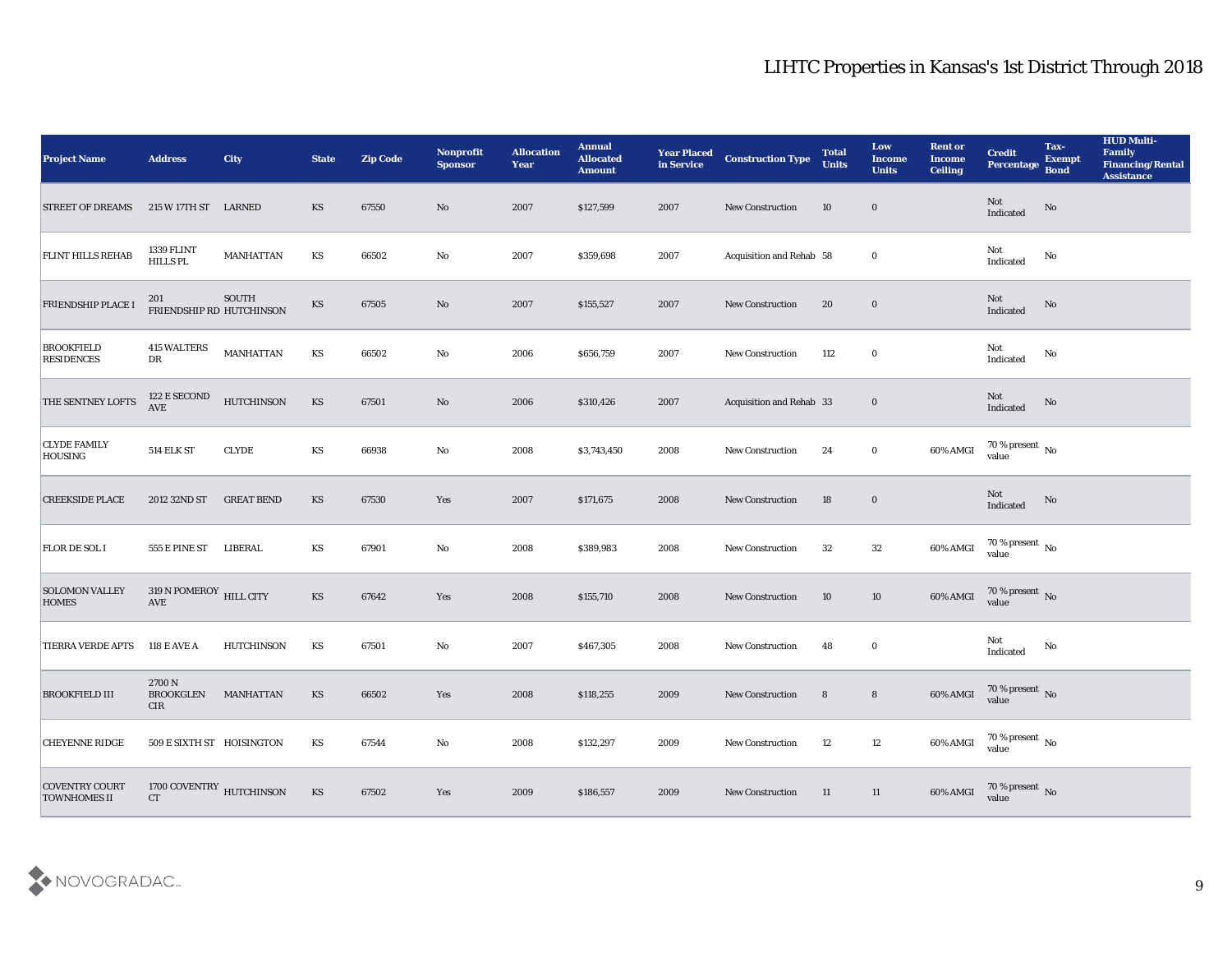# LIHTC Properties in Kansas's 1st District Through 2018

| Project Name | Address | City | State | Zip Code | Nonprofit Sponsor | Allocation Year | Annual Allocated Amount | Year Placed in Service | Construction Type | Total Units | Low Income Units | Rent or Income Ceiling | Credit Percentage | Tax-Exempt Bond | HUD Multi-Family Financing/Rental Assistance |
|---|---|---|---|---|---|---|---|---|---|---|---|---|---|---|---|
| STREET OF DREAMS | 215 W 17TH ST | LARNED | KS | 67550 | No | 2007 | $127,599 | 2007 | New Construction | 10 | 0 | | Not Indicated | No | |
| FLINT HILLS REHAB | 1339 FLINT HILLS PL | MANHATTAN | KS | 66502 | No | 2007 | $359,698 | 2007 | Acquisition and Rehab | 58 | 0 | | Not Indicated | No | |
| FRIENDSHIP PLACE I | 201 FRIENDSHIP RD | SOUTH HUTCHINSON | KS | 67505 | No | 2007 | $155,527 | 2007 | New Construction | 20 | 0 | | Not Indicated | No | |
| BROOKFIELD RESIDENCES | 415 WALTERS DR | MANHATTAN | KS | 66502 | No | 2006 | $656,759 | 2007 | New Construction | 112 | 0 | | Not Indicated | No | |
| THE SENTNEY LOFTS | 122 E SECOND AVE | HUTCHINSON | KS | 67501 | No | 2006 | $310,426 | 2007 | Acquisition and Rehab | 33 | 0 | | Not Indicated | No | |
| CLYDE FAMILY HOUSING | 514 ELK ST | CLYDE | KS | 66938 | No | 2008 | $3,743,450 | 2008 | New Construction | 24 | 0 | 60% AMGI | 70 % present value | No | |
| CREEKSIDE PLACE | 2012 32ND ST | GREAT BEND | KS | 67530 | Yes | 2007 | $171,675 | 2008 | New Construction | 18 | 0 | | Not Indicated | No | |
| FLOR DE SOL I | 555 E PINE ST | LIBERAL | KS | 67901 | No | 2008 | $389,983 | 2008 | New Construction | 32 | 32 | 60% AMGI | 70 % present value | No | |
| SOLOMON VALLEY HOMES | 319 N POMEROY AVE | HILL CITY | KS | 67642 | Yes | 2008 | $155,710 | 2008 | New Construction | 10 | 10 | 60% AMGI | 70 % present value | No | |
| TIERRA VERDE APTS | 118 E AVE A | HUTCHINSON | KS | 67501 | No | 2007 | $467,305 | 2008 | New Construction | 48 | 0 | | Not Indicated | No | |
| BROOKFIELD III | 2700 N BROOKGLEN CIR | MANHATTAN | KS | 66502 | Yes | 2008 | $118,255 | 2009 | New Construction | 8 | 8 | 60% AMGI | 70 % present value | No | |
| CHEYENNE RIDGE | 509 E SIXTH ST | HOISINGTON | KS | 67544 | No | 2008 | $132,297 | 2009 | New Construction | 12 | 12 | 60% AMGI | 70 % present value | No | |
| COVENTRY COURT TOWNHOMES II | 1700 COVENTRY CT | HUTCHINSON | KS | 67502 | Yes | 2009 | $186,557 | 2009 | New Construction | 11 | 11 | 60% AMGI | 70 % present value | No | |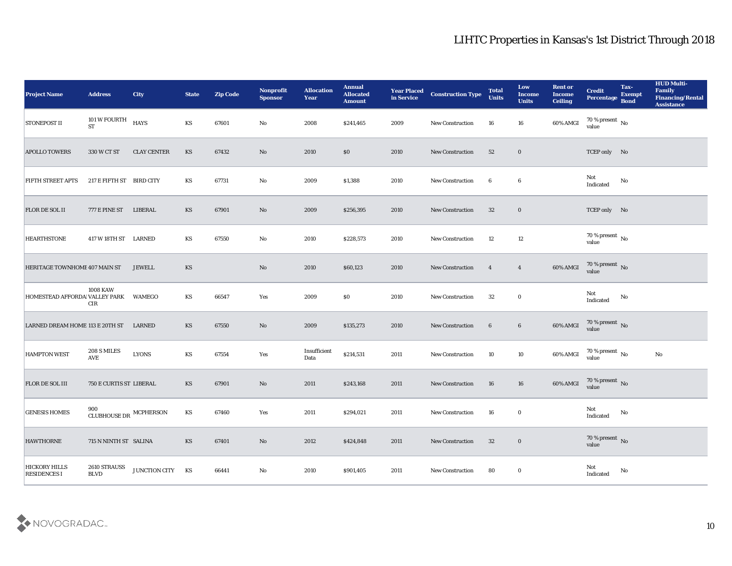# LIHTC Properties in Kansas's 1st District Through 2018

| Project Name | Address | City | State | Zip Code | Nonprofit Sponsor | Allocation Year | Annual Allocated Amount | Year Placed in Service | Construction Type | Total Units | Low Income Units | Rent or Income Ceiling | Credit Percentage | Tax-Exempt Bond | HUD Multi-Family Financing/Rental Assistance |
|---|---|---|---|---|---|---|---|---|---|---|---|---|---|---|---|
| STONEPOST II | 101 W FOURTH ST | HAYS | KS | 67601 | No | 2008 | $241,465 | 2009 | New Construction | 16 | 16 | 60% AMGI | 70 % present value | No | |
| APOLLO TOWERS | 330 W CT ST | CLAY CENTER | KS | 67432 | No | 2010 | $0 | 2010 | New Construction | 52 | 0 | | TCEP only | No | |
| FIFTH STREET APTS | 217 E FIFTH ST | BIRD CITY | KS | 67731 | No | 2009 | $1,388 | 2010 | New Construction | 6 | 6 | | Not Indicated | No | |
| FLOR DE SOL II | 777 E PINE ST | LIBERAL | KS | 67901 | No | 2009 | $256,395 | 2010 | New Construction | 32 | 0 | | TCEP only | No | |
| HEARTHSTONE | 417 W 18TH ST | LARNED | KS | 67550 | No | 2010 | $228,573 | 2010 | New Construction | 12 | 12 | | 70 % present value | No | |
| HERITAGE TOWNHOMES | 407 MAIN ST | JEWELL | KS | | No | 2010 | $60,123 | 2010 | New Construction | 4 | 4 | 60% AMGI | 70 % present value | No | |
| HOMESTEAD AFFORDABLE | 1008 KAW VALLEY PARK CIR | WAMEGO | KS | 66547 | Yes | 2009 | $0 | 2010 | New Construction | 32 | 0 | | Not Indicated | No | |
| LARNED DREAM HOMES | 113 E 20TH ST | LARNED | KS | 67550 | No | 2009 | $135,273 | 2010 | New Construction | 6 | 6 | 60% AMGI | 70 % present value | No | |
| HAMPTON WEST | 208 S MILES AVE | LYONS | KS | 67554 | Yes | Insufficient Data | $214,531 | 2011 | New Construction | 10 | 10 | 60% AMGI | 70 % present value | No | No |
| FLOR DE SOL III | 750 E CURTIS ST | LIBERAL | KS | 67901 | No | 2011 | $243,168 | 2011 | New Construction | 16 | 16 | 60% AMGI | 70 % present value | No | |
| GENESIS HOMES | 900 CLUBHOUSE DR | MCPHERSON | KS | 67460 | Yes | 2011 | $294,021 | 2011 | New Construction | 16 | 0 | | Not Indicated | No | |
| HAWTHORNE | 715 N NINTH ST | SALINA | KS | 67401 | No | 2012 | $424,848 | 2011 | New Construction | 32 | 0 | | 70 % present value | No | |
| HICKORY HILLS RESIDENCES I | 2610 STRAUSS BLVD | JUNCTION CITY | KS | 66441 | No | 2010 | $901,405 | 2011 | New Construction | 80 | 0 | | Not Indicated | No | |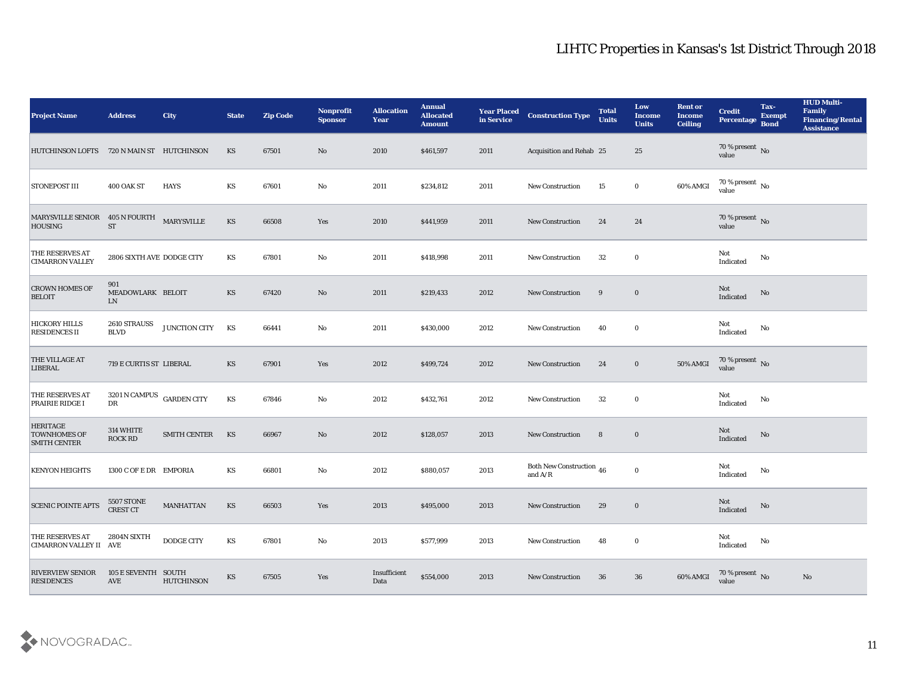# LIHTC Properties in Kansas's 1st District Through 2018

| Project Name | Address | City | State | Zip Code | Nonprofit Sponsor | Allocation Year | Annual Allocated Amount | Year Placed in Service | Construction Type | Total Units | Low Income Units | Rent or Income Ceiling | Credit Percentage | Tax-Exempt Bond | HUD Multi-Family Financing/Rental Assistance |
|---|---|---|---|---|---|---|---|---|---|---|---|---|---|---|---|
| HUTCHINSON LOFTS | 720 N MAIN ST | HUTCHINSON | KS | 67501 | No | 2010 | $461,597 | 2011 | Acquisition and Rehab | 25 | 25 | | 70 % present value | No | |
| STONEPOST III | 400 OAK ST | HAYS | KS | 67601 | No | 2011 | $234,812 | 2011 | New Construction | 15 | 0 | 60% AMGI | 70 % present value | No | |
| MARYSVILLE SENIOR HOUSING | 405 N FOURTH ST | MARYSVILLE | KS | 66508 | Yes | 2010 | $441,959 | 2011 | New Construction | 24 | 24 | | 70 % present value | No | |
| THE RESERVES AT CIMARRON VALLEY | 2806 SIXTH AVE | DODGE CITY | KS | 67801 | No | 2011 | $418,998 | 2011 | New Construction | 32 | 0 | | Not Indicated | No | |
| CROWN HOMES OF BELOIT | 901 MEADOWLARK LN | BELOIT | KS | 67420 | No | 2011 | $219,433 | 2012 | New Construction | 9 | 0 | | Not Indicated | No | |
| HICKORY HILLS RESIDENCES II | 2610 STRAUSS BLVD | JUNCTION CITY | KS | 66441 | No | 2011 | $430,000 | 2012 | New Construction | 40 | 0 | | Not Indicated | No | |
| THE VILLAGE AT LIBERAL | 719 E CURTIS ST | LIBERAL | KS | 67901 | Yes | 2012 | $499,724 | 2012 | New Construction | 24 | 0 | 50% AMGI | 70 % present value | No | |
| THE RESERVES AT PRAIRIE RIDGE I | 3201 N CAMPUS DR | GARDEN CITY | KS | 67846 | No | 2012 | $432,761 | 2012 | New Construction | 32 | 0 | | Not Indicated | No | |
| HERITAGE TOWNHOMES OF SMITH CENTER | 314 WHITE ROCK RD | SMITH CENTER | KS | 66967 | No | 2012 | $128,057 | 2013 | New Construction | 8 | 0 | | Not Indicated | No | |
| KENYON HEIGHTS | 1300 C OF E DR | EMPORIA | KS | 66801 | No | 2012 | $880,057 | 2013 | Both New Construction and A/R | 46 | 0 | | Not Indicated | No | |
| SCENIC POINTE APTS | 5507 STONE CREST CT | MANHATTAN | KS | 66503 | Yes | 2013 | $495,000 | 2013 | New Construction | 29 | 0 | | Not Indicated | No | |
| THE RESERVES AT CIMARRON VALLEY II | 2804N SIXTH AVE | DODGE CITY | KS | 67801 | No | 2013 | $577,999 | 2013 | New Construction | 48 | 0 | | Not Indicated | No | |
| RIVERVIEW SENIOR RESIDENCES | 105 E SEVENTH AVE | SOUTH HUTCHINSON | KS | 67505 | Yes | Insufficient Data | $554,000 | 2013 | New Construction | 36 | 36 | 60% AMGI | 70 % present value | No | No |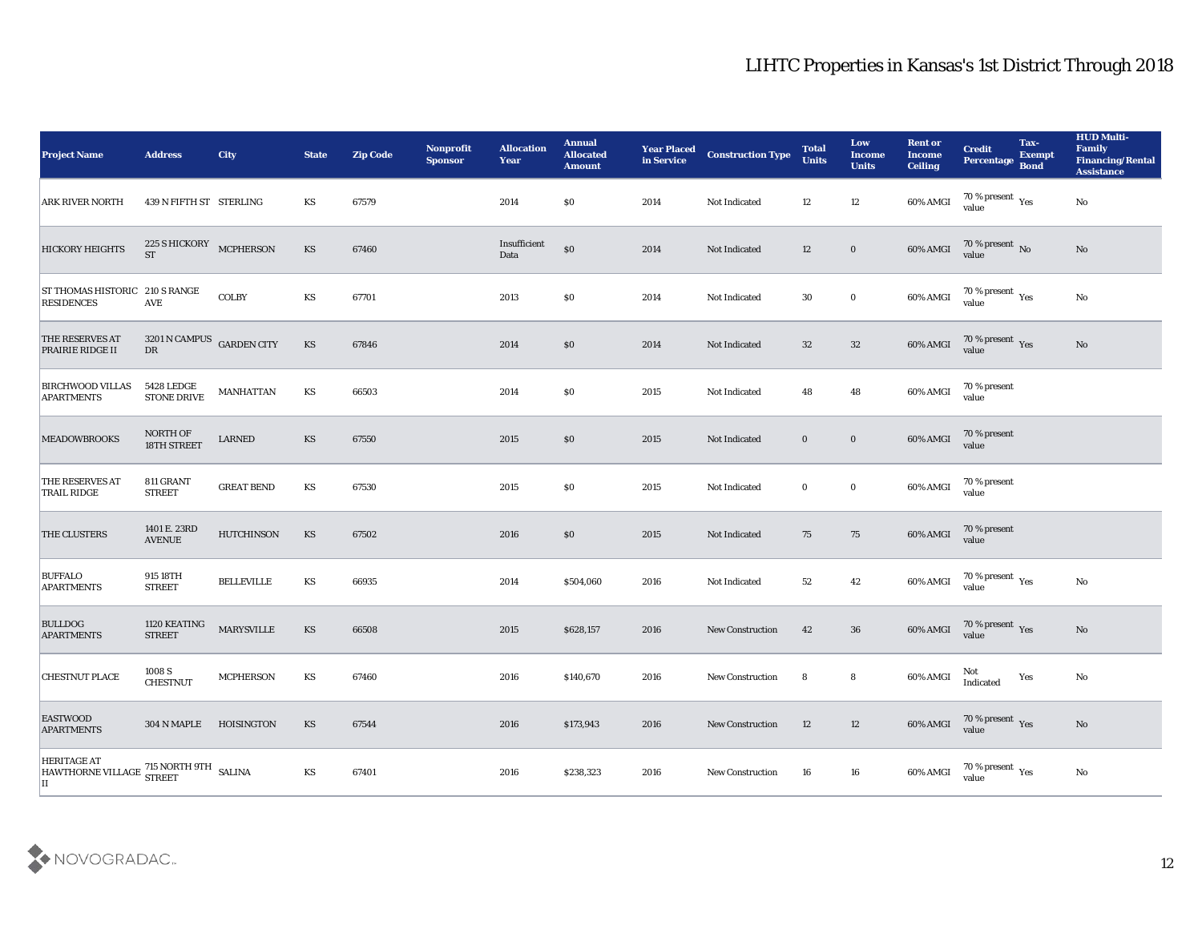# LIHTC Properties in Kansas's 1st District Through 2018

| Project Name | Address | City | State | Zip Code | Nonprofit Sponsor | Allocation Year | Annual Allocated Amount | Year Placed in Service | Construction Type | Total Units | Low Income Units | Rent or Income Ceiling | Credit Percentage | Tax-Exempt Bond | HUD Multi-Family Financing/Rental Assistance |
|---|---|---|---|---|---|---|---|---|---|---|---|---|---|---|---|
| ARK RIVER NORTH | 439 N FIFTH ST | STERLING | KS | 67579 | | 2014 | $0 | 2014 | Not Indicated | 12 | 12 | 60% AMGI | 70 % present value | Yes | No |
| HICKORY HEIGHTS | 225 S HICKORY ST | MCPHERSON | KS | 67460 | | Insufficient Data | $0 | 2014 | Not Indicated | 12 | 0 | 60% AMGI | 70 % present value | No | No |
| ST THOMAS HISTORIC RESIDENCES | 210 S RANGE AVE | COLBY | KS | 67701 | | 2013 | $0 | 2014 | Not Indicated | 30 | 0 | 60% AMGI | 70 % present value | Yes | No |
| THE RESERVES AT PRAIRIE RIDGE II | 3201 N CAMPUS DR | GARDEN CITY | KS | 67846 | | 2014 | $0 | 2014 | Not Indicated | 32 | 32 | 60% AMGI | 70 % present value | Yes | No |
| BIRCHWOOD VILLAS APARTMENTS | 5428 LEDGE STONE DRIVE | MANHATTAN | KS | 66503 | | 2014 | $0 | 2015 | Not Indicated | 48 | 48 | 60% AMGI | 70 % present value | | |
| MEADOWBROOKS | NORTH OF 18TH STREET | LARNED | KS | 67550 | | 2015 | $0 | 2015 | Not Indicated | 0 | 0 | 60% AMGI | 70 % present value | | |
| THE RESERVES AT TRAIL RIDGE | 811 GRANT STREET | GREAT BEND | KS | 67530 | | 2015 | $0 | 2015 | Not Indicated | 0 | 0 | 60% AMGI | 70 % present value | | |
| THE CLUSTERS | 1401 E. 23RD AVENUE | HUTCHINSON | KS | 67502 | | 2016 | $0 | 2015 | Not Indicated | 75 | 75 | 60% AMGI | 70 % present value | | |
| BUFFALO APARTMENTS | 915 18TH STREET | BELLEVILLE | KS | 66935 | | 2014 | $504,060 | 2016 | Not Indicated | 52 | 42 | 60% AMGI | 70 % present value | Yes | No |
| BULLDOG APARTMENTS | 1120 KEATING STREET | MARYSVILLE | KS | 66508 | | 2015 | $628,157 | 2016 | New Construction | 42 | 36 | 60% AMGI | 70 % present value | Yes | No |
| CHESTNUT PLACE | 1008 S CHESTNUT | MCPHERSON | KS | 67460 | | 2016 | $140,670 | 2016 | New Construction | 8 | 8 | 60% AMGI | Not Indicated | Yes | No |
| EASTWOOD APARTMENTS | 304 N MAPLE | HOISINGTON | KS | 67544 | | 2016 | $173,943 | 2016 | New Construction | 12 | 12 | 60% AMGI | 70 % present value | Yes | No |
| HERITAGE AT HAWTHORNE VILLAGE II | 715 NORTH 9TH STREET | SALINA | KS | 67401 | | 2016 | $238,323 | 2016 | New Construction | 16 | 16 | 60% AMGI | 70 % present value | Yes | No |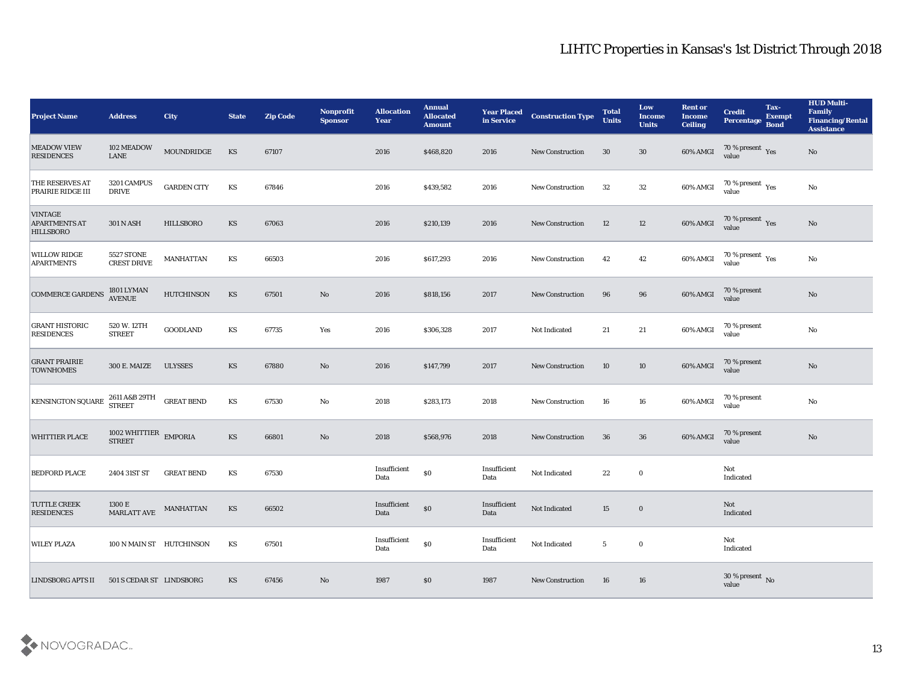# LIHTC Properties in Kansas's 1st District Through 2018

| Project Name | Address | City | State | Zip Code | Nonprofit Sponsor | Allocation Year | Annual Allocated Amount | Year Placed in Service | Construction Type | Total Units | Low Income Units | Rent or Income Ceiling | Credit Percentage | Tax-Exempt Bond | HUD Multi-Family Financing/Rental Assistance |
|---|---|---|---|---|---|---|---|---|---|---|---|---|---|---|---|
| MEADOW VIEW RESIDENCES | 102 MEADOW LANE | MOUNDRIDGE | KS | 67107 | | 2016 | $468,820 | 2016 | New Construction | 30 | 30 | 60% AMGI | 70 % present value | Yes | No |
| THE RESERVES AT PRAIRIE RIDGE III | 3201 CAMPUS DRIVE | GARDEN CITY | KS | 67846 | | 2016 | $439,582 | 2016 | New Construction | 32 | 32 | 60% AMGI | 70 % present value | Yes | No |
| VINTAGE APARTMENTS AT HILLSBORO | 301 N ASH | HILLSBORO | KS | 67063 | | 2016 | $210,139 | 2016 | New Construction | 12 | 12 | 60% AMGI | 70 % present value | Yes | No |
| WILLOW RIDGE APARTMENTS | 5527 STONE CREST DRIVE | MANHATTAN | KS | 66503 | | 2016 | $617,293 | 2016 | New Construction | 42 | 42 | 60% AMGI | 70 % present value | Yes | No |
| COMMERCE GARDENS | 1801 LYMAN AVENUE | HUTCHINSON | KS | 67501 | No | 2016 | $818,156 | 2017 | New Construction | 96 | 96 | 60% AMGI | 70 % present value | | No |
| GRANT HISTORIC RESIDENCES | 520 W. 12TH STREET | GOODLAND | KS | 67735 | Yes | 2016 | $306,328 | 2017 | Not Indicated | 21 | 21 | 60% AMGI | 70 % present value | | No |
| GRANT PRAIRIE TOWNHOMES | 300 E. MAIZE | ULYSSES | KS | 67880 | No | 2016 | $147,799 | 2017 | New Construction | 10 | 10 | 60% AMGI | 70 % present value | | No |
| KENSINGTON SQUARE | 2611 A&B 29TH STREET | GREAT BEND | KS | 67530 | No | 2018 | $283,173 | 2018 | New Construction | 16 | 16 | 60% AMGI | 70 % present value | | No |
| WHITTIER PLACE | 1002 WHITTIER STREET | EMPORIA | KS | 66801 | No | 2018 | $568,976 | 2018 | New Construction | 36 | 36 | 60% AMGI | 70 % present value | | No |
| BEDFORD PLACE | 2404 31ST ST | GREAT BEND | KS | 67530 | | Insufficient Data | $0 | Insufficient Data | Not Indicated | 22 | 0 | | Not Indicated | | |
| TUTTLE CREEK RESIDENCES | 1300 E MARLATT AVE | MANHATTAN | KS | 66502 | | Insufficient Data | $0 | Insufficient Data | Not Indicated | 15 | 0 | | Not Indicated | | |
| WILEY PLAZA | 100 N MAIN ST | HUTCHINSON | KS | 67501 | | Insufficient Data | $0 | Insufficient Data | Not Indicated | 5 | 0 | | Not Indicated | | |
| LINDSBORG APTS II | 501 S CEDAR ST | LINDSBORG | KS | 67456 | No | 1987 | $0 | 1987 | New Construction | 16 | 16 | | 30 % present value | No | |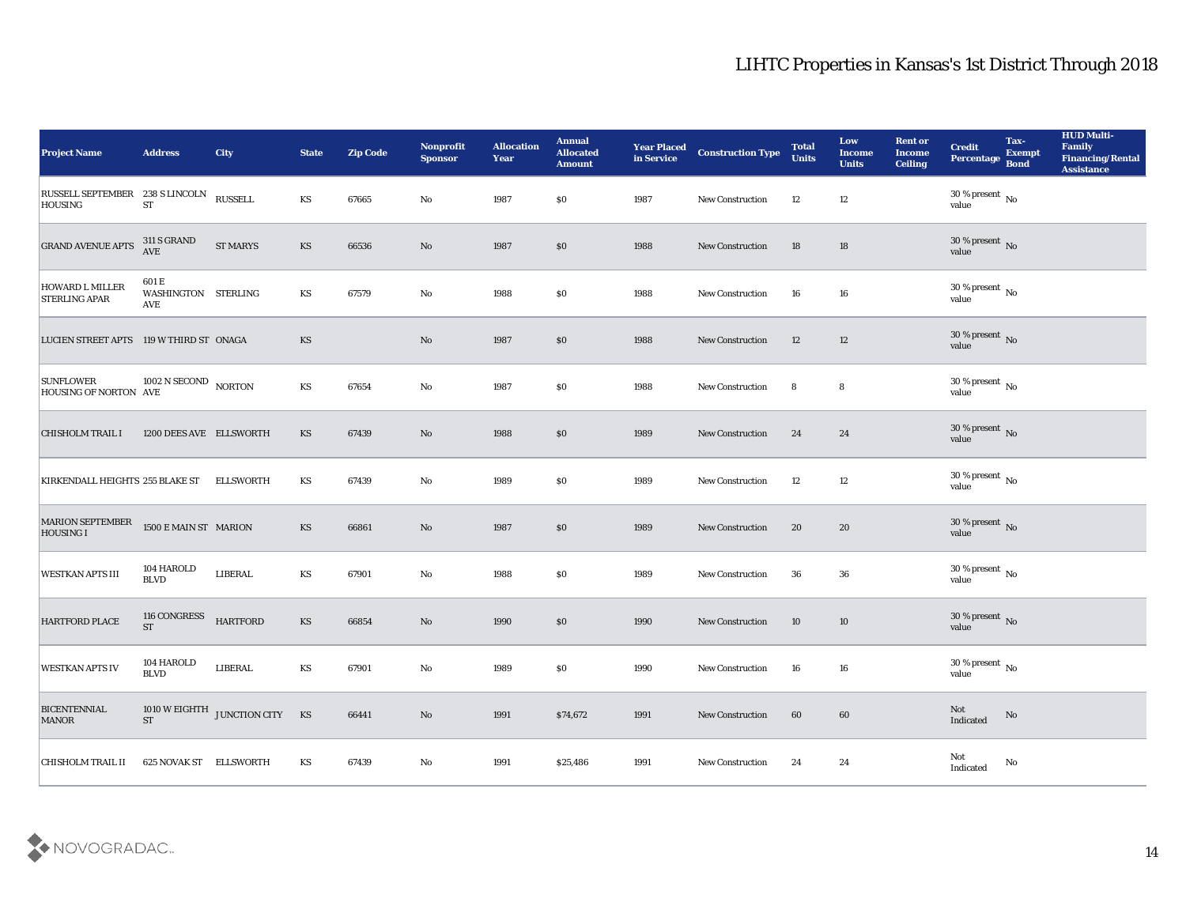# LIHTC Properties in Kansas's 1st District Through 2018

| Project Name | Address | City | State | Zip Code | Nonprofit Sponsor | Allocation Year | Annual Allocated Amount | Year Placed in Service | Construction Type | Total Units | Low Income Units | Rent or Income Ceiling | Credit Percentage | Tax-Exempt Bond | HUD Multi-Family Financing/Rental Assistance |
|---|---|---|---|---|---|---|---|---|---|---|---|---|---|---|---|
| RUSSELL SEPTEMBER HOUSING | 238 S LINCOLN ST | RUSSELL | KS | 67665 | No | 1987 | $0 | 1987 | New Construction | 12 | 12 | | 30 % present value | No | |
| GRAND AVENUE APTS | 311 S GRAND AVE | ST MARYS | KS | 66536 | No | 1987 | $0 | 1988 | New Construction | 18 | 18 | | 30 % present value | No | |
| HOWARD L MILLER STERLING APAR | 601 E WASHINGTON AVE | STERLING | KS | 67579 | No | 1988 | $0 | 1988 | New Construction | 16 | 16 | | 30 % present value | No | |
| LUCIEN STREET APTS | 119 W THIRD ST | ONAGA | KS | | No | 1987 | $0 | 1988 | New Construction | 12 | 12 | | 30 % present value | No | |
| SUNFLOWER HOUSING OF NORTON | 1002 N SECOND AVE | NORTON | KS | 67654 | No | 1987 | $0 | 1988 | New Construction | 8 | 8 | | 30 % present value | No | |
| CHISHOLM TRAIL I | 1200 DEES AVE | ELLSWORTH | KS | 67439 | No | 1988 | $0 | 1989 | New Construction | 24 | 24 | | 30 % present value | No | |
| KIRKENDALL HEIGHTS | 255 BLAKE ST | ELLSWORTH | KS | 67439 | No | 1989 | $0 | 1989 | New Construction | 12 | 12 | | 30 % present value | No | |
| MARION SEPTEMBER HOUSING I | 1500 E MAIN ST | MARION | KS | 66861 | No | 1987 | $0 | 1989 | New Construction | 20 | 20 | | 30 % present value | No | |
| WESTKAN APTS III | 104 HAROLD BLVD | LIBERAL | KS | 67901 | No | 1988 | $0 | 1989 | New Construction | 36 | 36 | | 30 % present value | No | |
| HARTFORD PLACE | 116 CONGRESS ST | HARTFORD | KS | 66854 | No | 1990 | $0 | 1990 | New Construction | 10 | 10 | | 30 % present value | No | |
| WESTKAN APTS IV | 104 HAROLD BLVD | LIBERAL | KS | 67901 | No | 1989 | $0 | 1990 | New Construction | 16 | 16 | | 30 % present value | No | |
| BICENTENNIAL MANOR | 1010 W EIGHTH ST | JUNCTION CITY | KS | 66441 | No | 1991 | $74,672 | 1991 | New Construction | 60 | 60 | | Not Indicated | No | |
| CHISHOLM TRAIL II | 625 NOVAK ST | ELLSWORTH | KS | 67439 | No | 1991 | $25,486 | 1991 | New Construction | 24 | 24 | | Not Indicated | No | |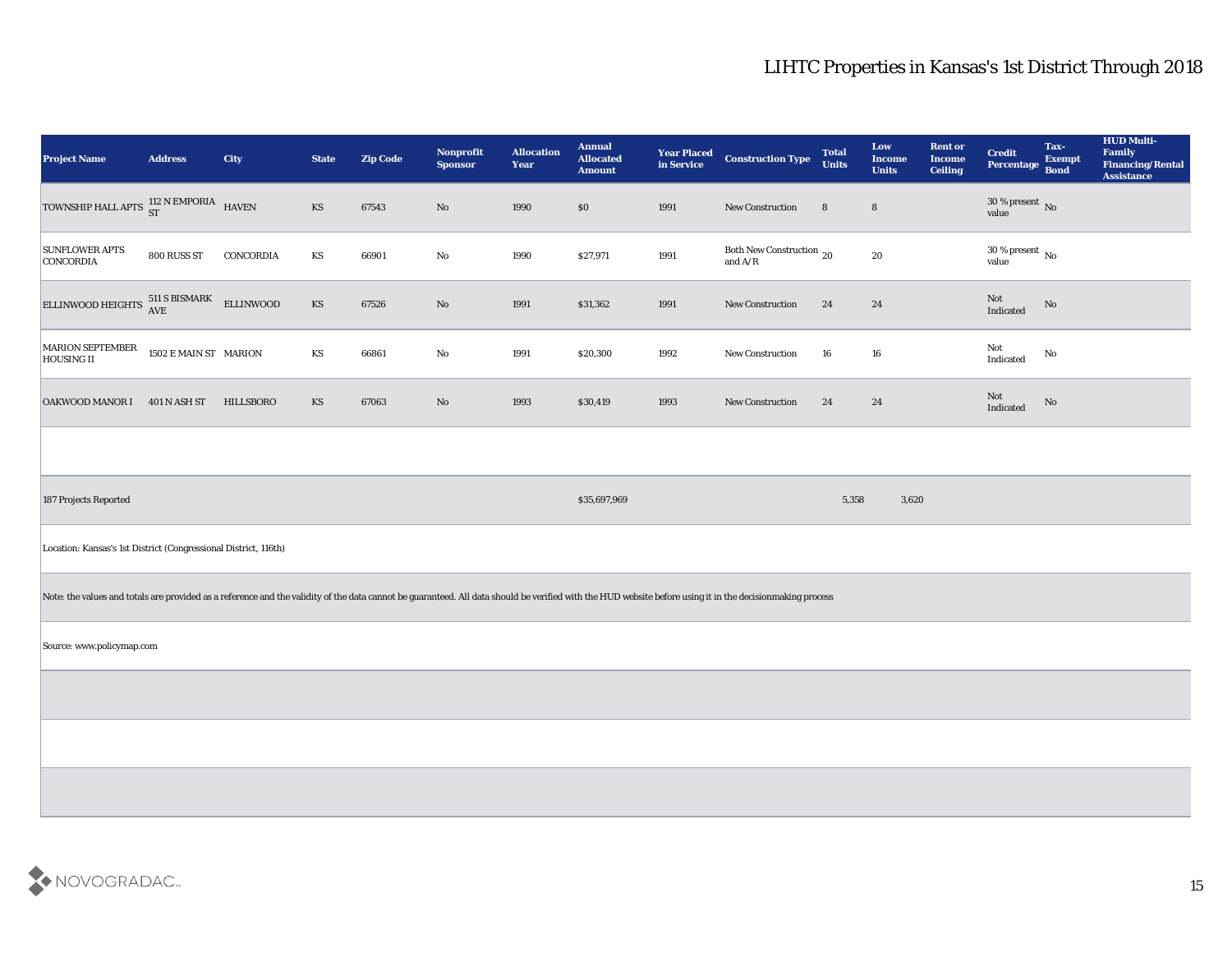# LIHTC Properties in Kansas's 1st District Through 2018

| Project Name | Address | City | State | Zip Code | Nonprofit Sponsor | Allocation Year | Annual Allocated Amount | Year Placed in Service | Construction Type | Total Units | Low Income Units | Rent or Income Ceiling | Credit Percentage | Tax-Exempt Bond | HUD Multi-Family Financing/Rental Assistance |
|---|---|---|---|---|---|---|---|---|---|---|---|---|---|---|---|
| TOWNSHIP HALL APTS | 112 N EMPORIA ST | HAVEN | KS | 67543 | No | 1990 | $0 | 1991 | New Construction | 8 | 8 | | 30 % present value | No | |
| SUNFLOWER APTS CONCORDIA | 800 RUSS ST | CONCORDIA | KS | 66901 | No | 1990 | $27,971 | 1991 | Both New Construction and A/R | 20 | 20 | | 30 % present value | No | |
| ELLINWOOD HEIGHTS | 511 S BISMARK AVE | ELLINWOOD | KS | 67526 | No | 1991 | $31,362 | 1991 | New Construction | 24 | 24 | | Not Indicated | No | |
| MARION SEPTEMBER HOUSING II | 1502 E MAIN ST | MARION | KS | 66861 | No | 1991 | $20,300 | 1992 | New Construction | 16 | 16 | | Not Indicated | No | |
| OAKWOOD MANOR I | 401 N ASH ST | HILLSBORO | KS | 67063 | No | 1993 | $30,419 | 1993 | New Construction | 24 | 24 | | Not Indicated | No | |
| | | | | | | | | | | | | | | | |
| 187 Projects Reported | | | | | | | $35,697,969 | | | 5,358 | 3,620 | | | | |

Location: Kansas's 1st District (Congressional District, 116th)

Note: the values and totals are provided as a reference and the validity of the data cannot be guaranteed. All data should be verified with the HUD website before using it in the decisionmaking process

Source: www.policymap.com